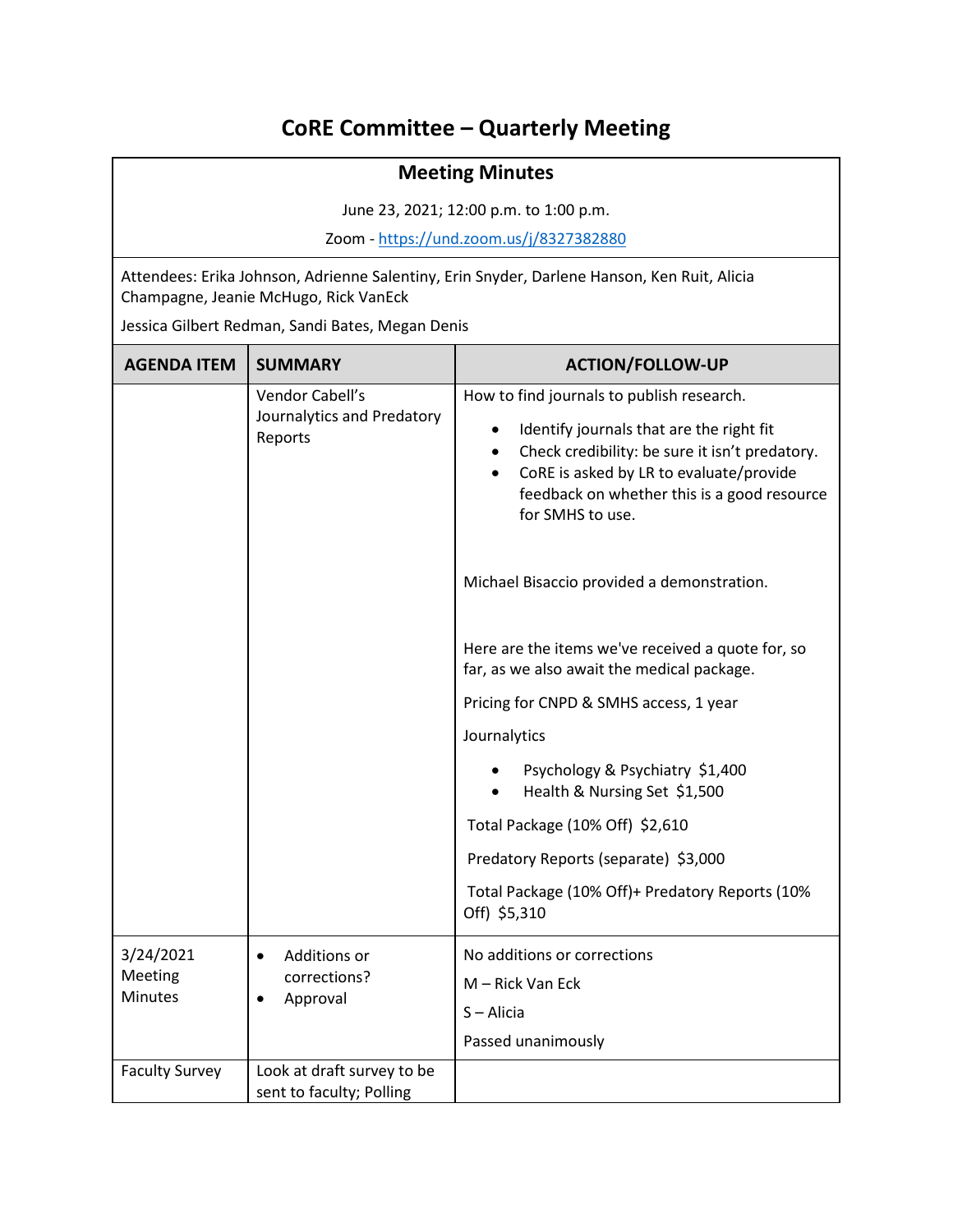# CoRE Committee – Quarterly Meeting

## Meeting Minutes

June 23, 2021; 12:00 p.m. to 1:00 p.m.

Zoom - https://und.zoom.us/j/8327382880

Attendees: Erika Johnson, Adrienne Salentiny, Erin Snyder, Darlene Hanson, Ken Ruit, Alicia Champagne, Jeanie McHugo, Rick VanEck

Jessica Gilbert Redman, Sandi Bates, Megan Denis

| AGENDA ITEM | SUMMARY | ACTION/FOLLOW-UP |
|---|---|---|
| | Vendor Cabell's Journalytics and Predatory Reports | How to find journals to publish research.<br>• Identify journals that are the right fit<br>• Check credibility: be sure it isn't predatory.<br>• CoRE is asked by LR to evaluate/provide feedback on whether this is a good resource for SMHS to use.<br><br>Michael Bisaccio provided a demonstration.<br><br>Here are the items we've received a quote for, so far, as we also await the medical package.<br>Pricing for CNPD & SMHS access, 1 year<br>Journalytics<br>• Psychology & Psychiatry $1,400<br>• Health & Nursing Set $1,500<br>Total Package (10% Off) $2,610<br>Predatory Reports (separate) $3,000<br>Total Package (10% Off)+ Predatory Reports (10% Off) $5,310 |
| 3/24/2021 Meeting Minutes | • Additions or corrections?<br>• Approval | No additions or corrections<br>M – Rick Van Eck<br>S – Alicia<br>Passed unanimously |
| Faculty Survey | Look at draft survey to be sent to faculty; Polling | |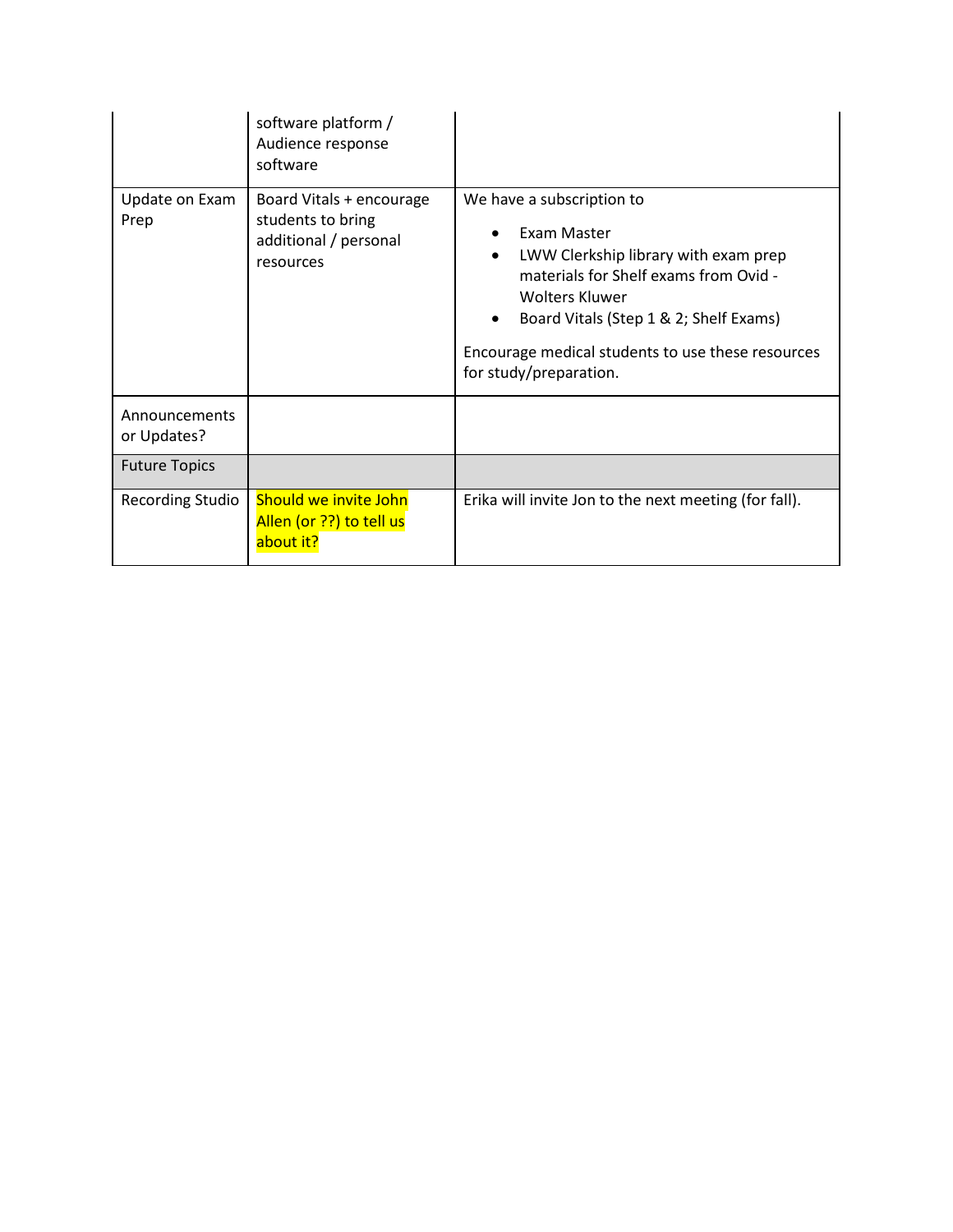| | | |
|---|---|---|
| | software platform / Audience response software | |
| Update on Exam Prep | Board Vitals + encourage students to bring additional / personal resources | We have a subscription to<br><br>• Exam Master<br>• LWW Clerkship library with exam prep materials for Shelf exams from Ovid - Wolters Kluwer<br>• Board Vitals (Step 1 & 2; Shelf Exams)<br><br>Encourage medical students to use these resources for study/preparation. |
| Announcements or Updates? | | |
| Future Topics | | |
| Recording Studio | Should we invite John Allen (or ??) to tell us about it? | Erika will invite Jon to the next meeting (for fall). |